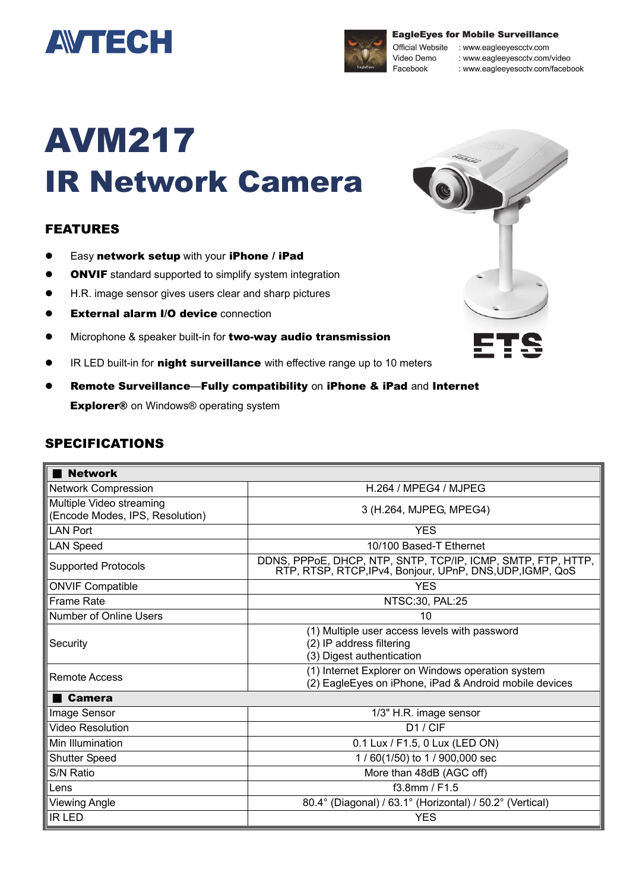# AVTECH

**EagleEyes for Mobile Surveillance**
Official Website : www.eagleeyescctv.com
Video Demo : www.eagleeyescctv.com/video
Facebook : www.eagleeyescctv.com/facebook

# AVM217
# IR Network Camera

ETS

## FEATURES

- Easy **network setup** with your **iPhone** / **iPad**
- **ONVIF** standard supported to simplify system integration
- H.R. image sensor gives users clear and sharp pictures
- **External alarm I/O device** connection
- Microphone & speaker built-in for **two-way audio transmission**
- IR LED built-in for **night surveillance** with effective range up to 10 meters
- **Remote Surveillance**—**Fully compatibility** on **iPhone & iPad** and **Internet Explorer®** on Windows® operating system

## SPECIFICATIONS

| ■ **Network** | |
|---|---|
| Network Compression | H.264 / MPEG4 / MJPEG |
| Multiple Video streaming (Encode Modes, IPS, Resolution) | 3 (H.264, MJPEG, MPEG4) |
| LAN Port | YES |
| LAN Speed | 10/100 Based-T Ethernet |
| Supported Protocols | DDNS, PPPoE, DHCP, NTP, SNTP, TCP/IP, ICMP, SMTP, FTP, HTTP, RTP, RTSP, RTCP,IPv4, Bonjour, UPnP, DNS,UDP,IGMP, QoS |
| ONVIF Compatible | YES |
| Frame Rate | NTSC:30, PAL:25 |
| Number of Online Users | 10 |
| Security | (1) Multiple user access levels with password<br>(2) IP address filtering<br>(3) Digest authentication |
| Remote Access | (1) Internet Explorer on Windows operation system<br>(2) EagleEyes on iPhone, iPad & Android mobile devices |
| ■ **Camera** | |
| Image Sensor | 1/3" H.R. image sensor |
| Video Resolution | D1 / CIF |
| Min Illumination | 0.1 Lux / F1.5, 0 Lux (LED ON) |
| Shutter Speed | 1 / 60(1/50) to 1 / 900,000 sec |
| S/N Ratio | More than 48dB (AGC off) |
| Lens | f3.8mm / F1.5 |
| Viewing Angle | 80.4° (Diagonal) / 63.1° (Horizontal) / 50.2° (Vertical) |
| IR LED | YES |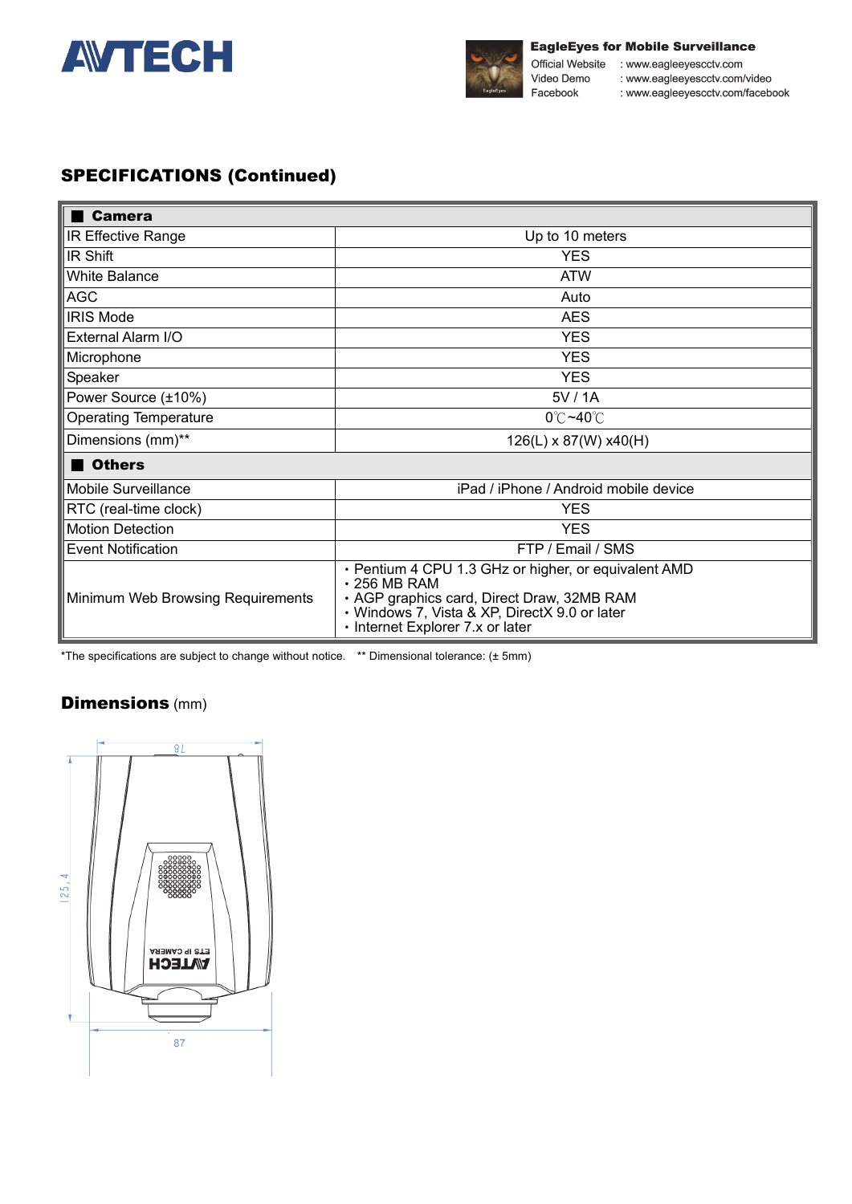## SPECIFICATIONS (Continued)

| | |
|---|---|
| **■ Camera** | |
| IR Effective Range | Up to 10 meters |
| IR Shift | YES |
| White Balance | ATW |
| AGC | Auto |
| IRIS Mode | AES |
| External Alarm I/O | YES |
| Microphone | YES |
| Speaker | YES |
| Power Source (±10%) | 5V / 1A |
| Operating Temperature | 0℃~40℃ |
| Dimensions (mm)** | 126(L) x 87(W) x40(H) |
| **■ Others** | |
| Mobile Surveillance | iPad / iPhone / Android mobile device |
| RTC (real-time clock) | YES |
| Motion Detection | YES |
| Event Notification | FTP / Email / SMS |
| Minimum Web Browsing Requirements | • Pentium 4 CPU 1.3 GHz or higher, or equivalent AMD<br>• 256 MB RAM<br>• AGP graphics card, Direct Draw, 32MB RAM<br>• Windows 7, Vista & XP, DirectX 9.0 or later<br>• Internet Explorer 7.x or later |

*The specifications are subject to change without notice. ** Dimensional tolerance: (± 5mm)

## Dimensions (mm)

78

125.4

87

ETS IP CAMERA

AVTECH